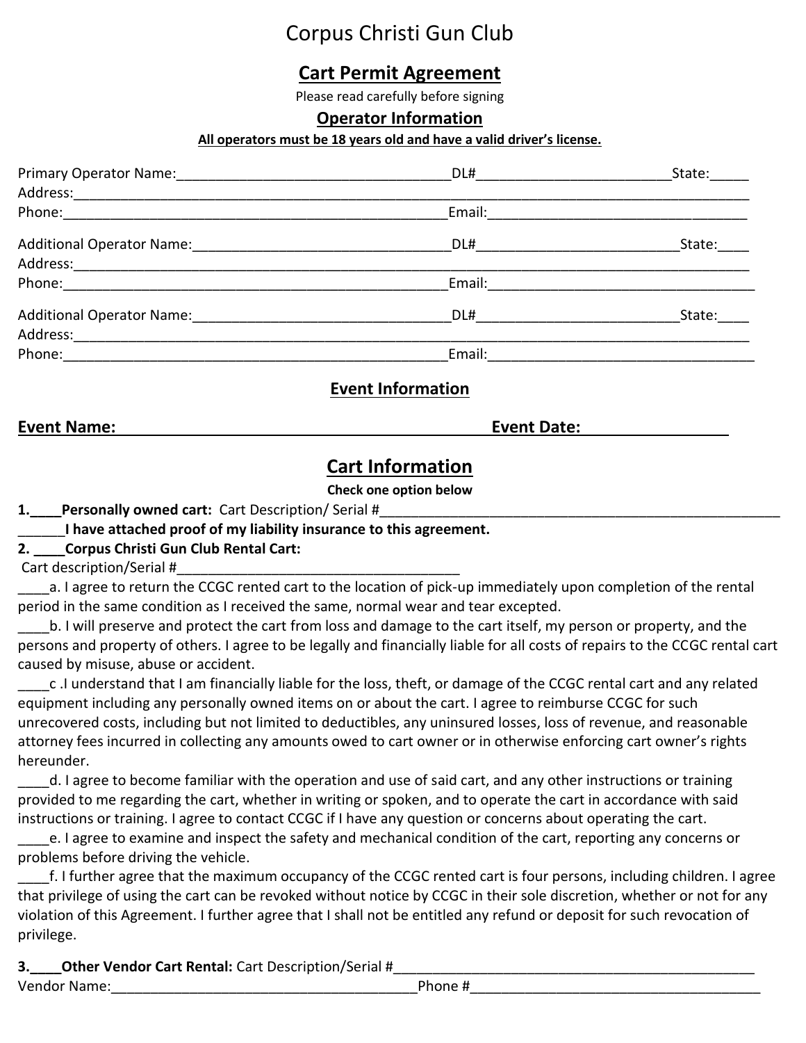# Corpus Christi Gun Club

## Cart Permit Agreement

Please read carefully before signing

### Operator Information

**All operators must be 18 years old and have a valid driver's license.**

Primary Operator Name:___________________________________DL#_________________________State:_____
Address:_______________________________________________________________________________________
Phone:_________________________________________________Email:__________________________________

Additional Operator Name:_________________________________DL#__________________________State:____
Address:_______________________________________________________________________________________
Phone:_________________________________________________Email:___________________________________

Additional Operator Name:_________________________________DL#__________________________State:____
Address:_______________________________________________________________________________________
Phone:_________________________________________________Email:___________________________________

### Event Information

**Event Name:**_____________________________________________ **Event Date:**________________

## Cart Information

**Check one option below**

**1.____Personally owned cart:** Cart Description/ Serial #__________________________________________________
**______I have attached proof of my liability insurance to this agreement.**
**2. ____Corpus Christi Gun Club Rental Cart:**
Cart description/Serial #_____________________________________

____a. I agree to return the CCGC rented cart to the location of pick-up immediately upon completion of the rental period in the same condition as I received the same, normal wear and tear excepted.

____b. I will preserve and protect the cart from loss and damage to the cart itself, my person or property, and the persons and property of others. I agree to be legally and financially liable for all costs of repairs to the CCGC rental cart caused by misuse, abuse or accident.

____c .I understand that I am financially liable for the loss, theft, or damage of the CCGC rental cart and any related equipment including any personally owned items on or about the cart. I agree to reimburse CCGC for such unrecovered costs, including but not limited to deductibles, any uninsured losses, loss of revenue, and reasonable attorney fees incurred in collecting any amounts owed to cart owner or in otherwise enforcing cart owner's rights hereunder.

____d. I agree to become familiar with the operation and use of said cart, and any other instructions or training provided to me regarding the cart, whether in writing or spoken, and to operate the cart in accordance with said instructions or training. I agree to contact CCGC if I have any question or concerns about operating the cart.

____e. I agree to examine and inspect the safety and mechanical condition of the cart, reporting any concerns or problems before driving the vehicle.

____f. I further agree that the maximum occupancy of the CCGC rented cart is four persons, including children. I agree that privilege of using the cart can be revoked without notice by CCGC in their sole discretion, whether or not for any violation of this Agreement. I further agree that I shall not be entitled any refund or deposit for such revocation of privilege.

**3.____Other Vendor Cart Rental:** Cart Description/Serial #_______________________________________________
Vendor Name:________________________________________Phone #_____________________________________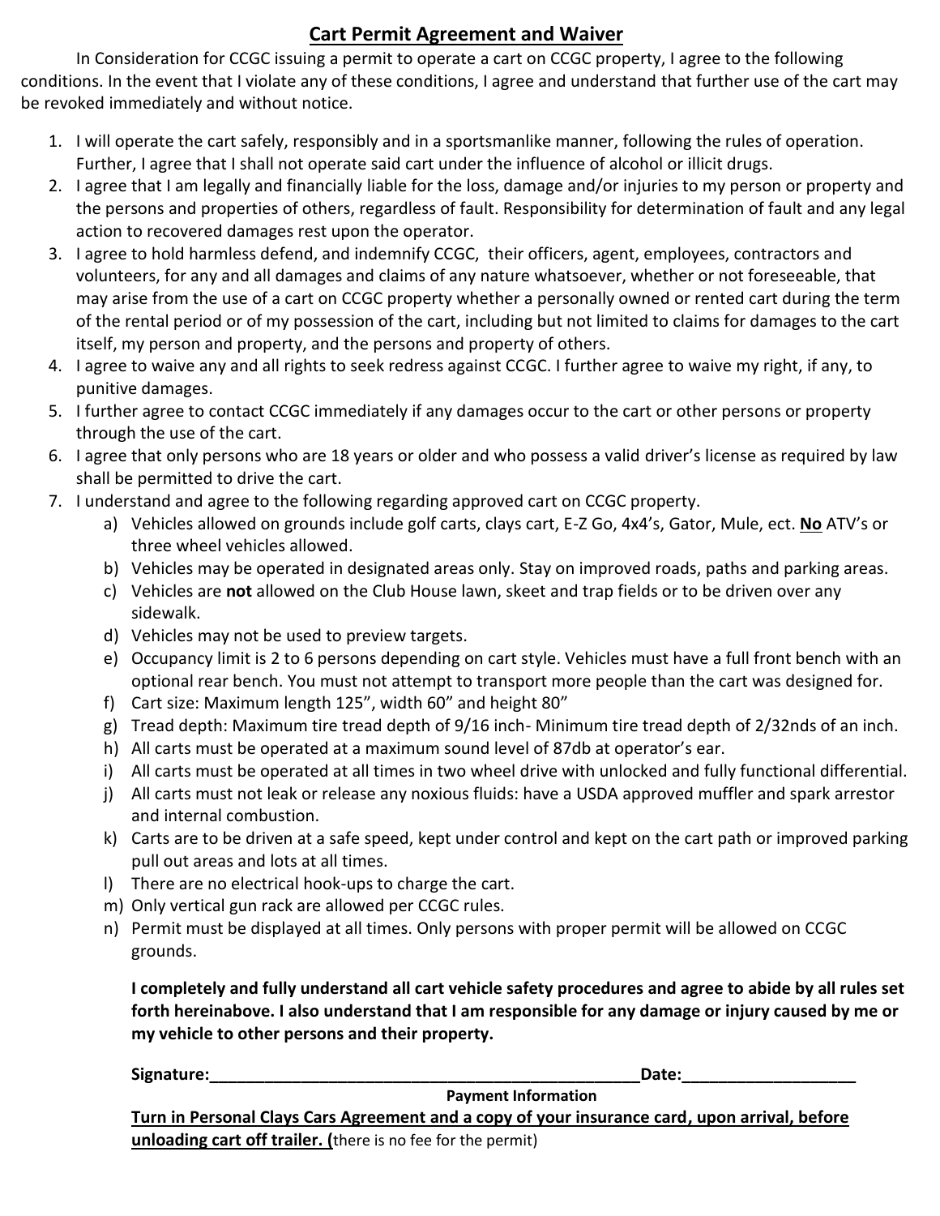## Cart Permit Agreement and Waiver

In Consideration for CCGC issuing a permit to operate a cart on CCGC property, I agree to the following conditions. In the event that I violate any of these conditions, I agree and understand that further use of the cart may be revoked immediately and without notice.

1. I will operate the cart safely, responsibly and in a sportsmanlike manner, following the rules of operation. Further, I agree that I shall not operate said cart under the influence of alcohol or illicit drugs.
2. I agree that I am legally and financially liable for the loss, damage and/or injuries to my person or property and the persons and properties of others, regardless of fault. Responsibility for determination of fault and any legal action to recovered damages rest upon the operator.
3. I agree to hold harmless defend, and indemnify CCGC, their officers, agent, employees, contractors and volunteers, for any and all damages and claims of any nature whatsoever, whether or not foreseeable, that may arise from the use of a cart on CCGC property whether a personally owned or rented cart during the term of the rental period or of my possession of the cart, including but not limited to claims for damages to the cart itself, my person and property, and the persons and property of others.
4. I agree to waive any and all rights to seek redress against CCGC. I further agree to waive my right, if any, to punitive damages.
5. I further agree to contact CCGC immediately if any damages occur to the cart or other persons or property through the use of the cart.
6. I agree that only persons who are 18 years or older and who possess a valid driver's license as required by law shall be permitted to drive the cart.
7. I understand and agree to the following regarding approved cart on CCGC property.
   a) Vehicles allowed on grounds include golf carts, clays cart, E-Z Go, 4x4's, Gator, Mule, ect. **No** ATV's or three wheel vehicles allowed.
   b) Vehicles may be operated in designated areas only. Stay on improved roads, paths and parking areas.
   c) Vehicles are **not** allowed on the Club House lawn, skeet and trap fields or to be driven over any sidewalk.
   d) Vehicles may not be used to preview targets.
   e) Occupancy limit is 2 to 6 persons depending on cart style. Vehicles must have a full front bench with an optional rear bench. You must not attempt to transport more people than the cart was designed for.
   f) Cart size: Maximum length 125", width 60" and height 80"
   g) Tread depth: Maximum tire tread depth of 9/16 inch- Minimum tire tread depth of 2/32nds of an inch.
   h) All carts must be operated at a maximum sound level of 87db at operator's ear.
   i) All carts must be operated at all times in two wheel drive with unlocked and fully functional differential.
   j) All carts must not leak or release any noxious fluids: have a USDA approved muffler and spark arrestor and internal combustion.
   k) Carts are to be driven at a safe speed, kept under control and kept on the cart path or improved parking pull out areas and lots at all times.
   l) There are no electrical hook-ups to charge the cart.
   m) Only vertical gun rack are allowed per CCGC rules.
   n) Permit must be displayed at all times. Only persons with proper permit will be allowed on CCGC grounds.

**I completely and fully understand all cart vehicle safety procedures and agree to abide by all rules set forth hereinabove. I also understand that I am responsible for any damage or injury caused by me or my vehicle to other persons and their property.**

**Signature:**\_\_\_\_\_\_\_\_\_\_\_\_\_\_\_\_\_\_\_\_\_\_\_\_\_\_\_\_\_\_\_\_\_\_\_\_\_\_\_\_\_\_\_\_\_\_\_\_**Date:**\_\_\_\_\_\_\_\_\_\_\_\_\_\_\_\_\_\_\_\_

**Payment Information**

**Turn in Personal Clays Cars Agreement and a copy of your insurance card, upon arrival, before unloading cart off trailer. (**there is no fee for the permit)